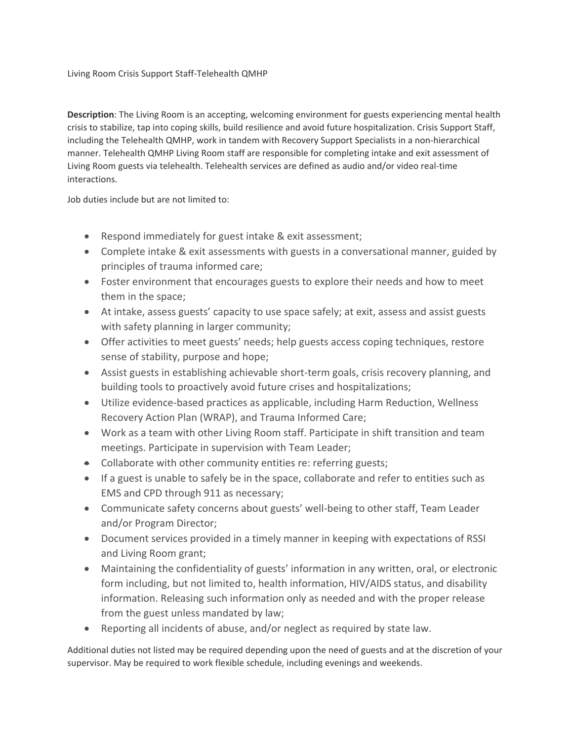Living Room Crisis Support Staff-Telehealth QMHP

**Description**: The Living Room is an accepting, welcoming environment for guests experiencing mental health crisis to stabilize, tap into coping skills, build resilience and avoid future hospitalization. Crisis Support Staff, including the Telehealth QMHP, work in tandem with Recovery Support Specialists in a non-hierarchical manner. Telehealth QMHP Living Room staff are responsible for completing intake and exit assessment of Living Room guests via telehealth. Telehealth services are defined as audio and/or video real-time interactions.

Job duties include but are not limited to:

- Respond immediately for guest intake & exit assessment;
- Complete intake & exit assessments with guests in a conversational manner, guided by principles of trauma informed care;
- Foster environment that encourages guests to explore their needs and how to meet them in the space;
- At intake, assess guests' capacity to use space safely; at exit, assess and assist guests with safety planning in larger community;
- Offer activities to meet guests' needs; help guests access coping techniques, restore sense of stability, purpose and hope;
- Assist guests in establishing achievable short-term goals, crisis recovery planning, and building tools to proactively avoid future crises and hospitalizations;
- Utilize evidence-based practices as applicable, including Harm Reduction, Wellness Recovery Action Plan (WRAP), and Trauma Informed Care;
- Work as a team with other Living Room staff. Participate in shift transition and team meetings. Participate in supervision with Team Leader;
- Collaborate with other community entities re: referring guests;
- If a guest is unable to safely be in the space, collaborate and refer to entities such as EMS and CPD through 911 as necessary;
- Communicate safety concerns about guests' well-being to other staff, Team Leader and/or Program Director;
- Document services provided in a timely manner in keeping with expectations of RSSI and Living Room grant;
- Maintaining the confidentiality of guests' information in any written, oral, or electronic form including, but not limited to, health information, HIV/AIDS status, and disability information. Releasing such information only as needed and with the proper release from the guest unless mandated by law;
- Reporting all incidents of abuse, and/or neglect as required by state law.

Additional duties not listed may be required depending upon the need of guests and at the discretion of your supervisor. May be required to work flexible schedule, including evenings and weekends.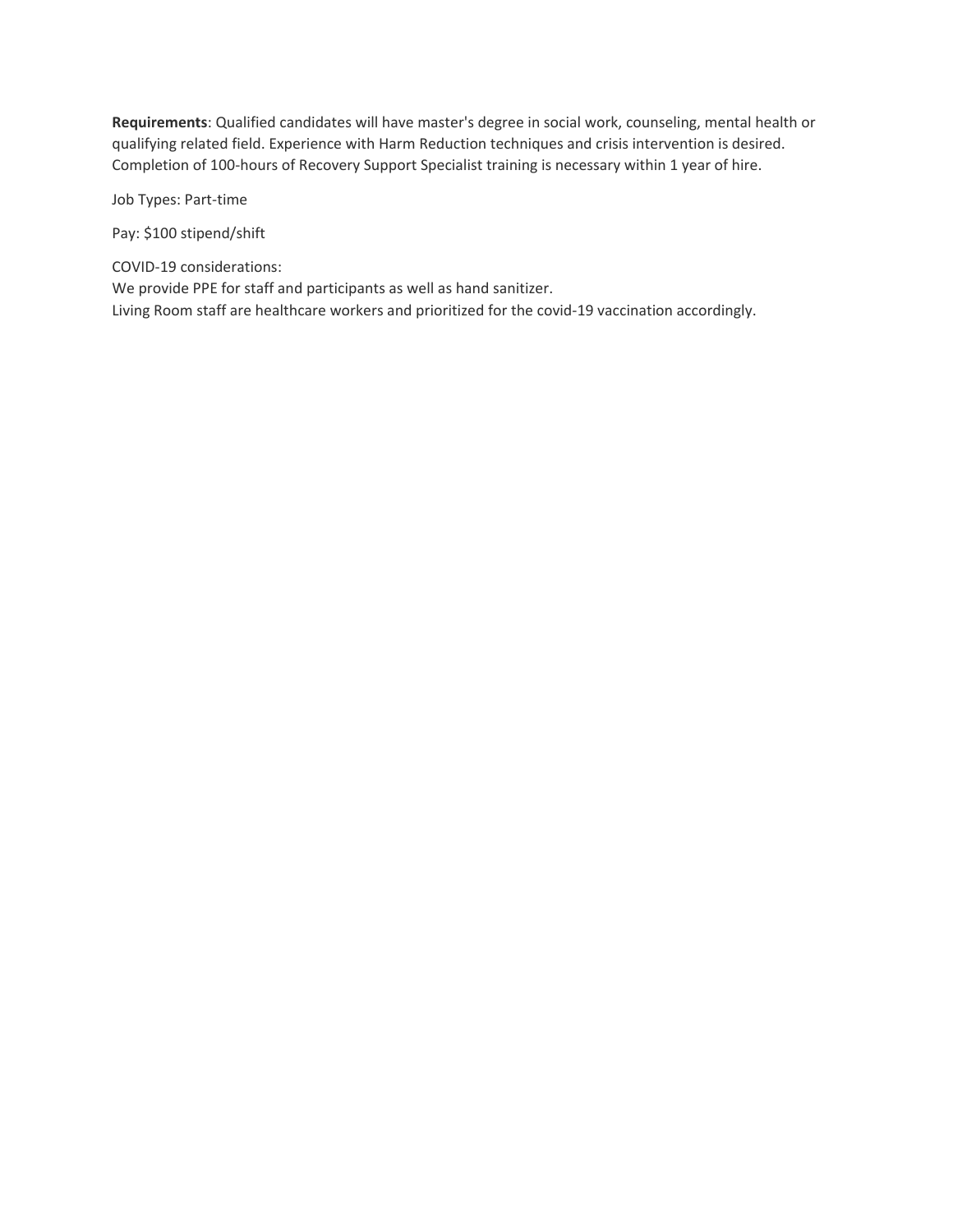**Requirements**: Qualified candidates will have master's degree in social work, counseling, mental health or qualifying related field. Experience with Harm Reduction techniques and crisis intervention is desired. Completion of 100-hours of Recovery Support Specialist training is necessary within 1 year of hire.

Job Types: Part-time

Pay: $100 stipend/shift

COVID-19 considerations:
We provide PPE for staff and participants as well as hand sanitizer.
Living Room staff are healthcare workers and prioritized for the covid-19 vaccination accordingly.